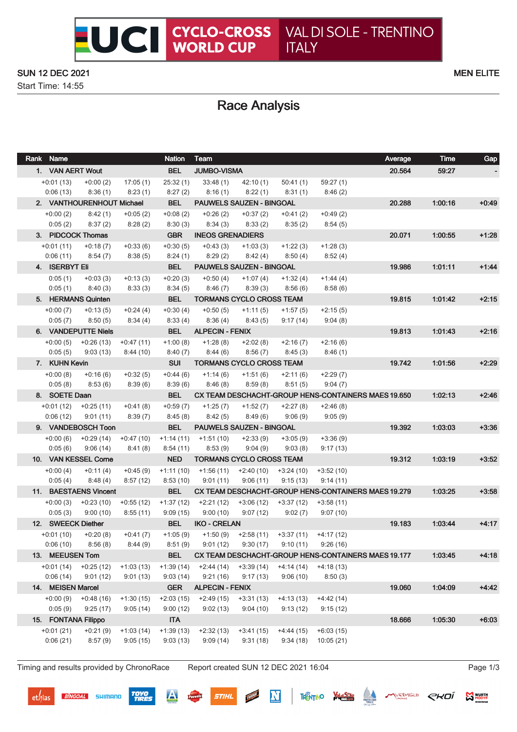# UCI CYCLO-CROSS WORLD CUP — VAL DI SOLE - TRENTINO ITALY

SUN 12 DEC 2021

Start Time: 14:55

MEN ELITE

## Race Analysis

| Rank | Name | Nation | Team | | | | | | | | | Average | Time | Gap |
|---|---|---|---|---|---|---|---|---|---|---|---|---|---|---|
| 1. | VAN AERT Wout | BEL | JUMBO-VISMA | | | | | | | | | 20.564 | 59:27 | - |
| | | | | +0:01 (13) | +0:00 (2) | 17:05 (1) | 25:32 (1) | 33:48 (1) | 42:10 (1) | 50:41 (1) | 59:27 (1) | | | |
| | | | | 0:06 (13) | 8:36 (1) | 8:23 (1) | 8:27 (2) | 8:16 (1) | 8:22 (1) | 8:31 (1) | 8:46 (2) | | | |
| 2. | VANTHOURENHOUT Michael | BEL | PAUWELS SAUZEN - BINGOAL | | | | | | | | | 20.288 | 1:00:16 | +0:49 |
| | | | | +0:00 (2) | 8:42 (1) | +0:05 (2) | +0:08 (2) | +0:26 (2) | +0:37 (2) | +0:41 (2) | +0:49 (2) | | | |
| | | | | 0:05 (2) | 8:37 (2) | 8:28 (2) | 8:30 (3) | 8:34 (3) | 8:33 (2) | 8:35 (2) | 8:54 (5) | | | |
| 3. | PIDCOCK Thomas | GBR | INEOS GRENADIERS | | | | | | | | | 20.071 | 1:00:55 | +1:28 |
| | | | | +0:01 (11) | +0:18 (7) | +0:33 (6) | +0:30 (5) | +0:43 (3) | +1:03 (3) | +1:22 (3) | +1:28 (3) | | | |
| | | | | 0:06 (11) | 8:54 (7) | 8:38 (5) | 8:24 (1) | 8:29 (2) | 8:42 (4) | 8:50 (4) | 8:52 (4) | | | |
| 4. | ISERBYT Eli | BEL | PAUWELS SAUZEN - BINGOAL | | | | | | | | | 19.986 | 1:01:11 | +1:44 |
| | | | | 0:05 (1) | +0:03 (3) | +0:13 (3) | +0:20 (3) | +0:50 (4) | +1:07 (4) | +1:32 (4) | +1:44 (4) | | | |
| | | | | 0:05 (1) | 8:40 (3) | 8:33 (3) | 8:34 (5) | 8:46 (7) | 8:39 (3) | 8:56 (6) | 8:58 (6) | | | |
| 5. | HERMANS Quinten | BEL | TORMANS CYCLO CROSS TEAM | | | | | | | | | 19.815 | 1:01:42 | +2:15 |
| | | | | +0:00 (7) | +0:13 (5) | +0:24 (4) | +0:30 (4) | +0:50 (5) | +1:11 (5) | +1:57 (5) | +2:15 (5) | | | |
| | | | | 0:05 (7) | 8:50 (5) | 8:34 (4) | 8:33 (4) | 8:36 (4) | 8:43 (5) | 9:17 (14) | 9:04 (8) | | | |
| 6. | VANDEPUTTE Niels | BEL | ALPECIN - FENIX | | | | | | | | | 19.813 | 1:01:43 | +2:16 |
| | | | | +0:00 (5) | +0:26 (13) | +0:47 (11) | +1:00 (8) | +1:28 (8) | +2:02 (8) | +2:16 (7) | +2:16 (6) | | | |
| | | | | 0:05 (5) | 9:03 (13) | 8:44 (10) | 8:40 (7) | 8:44 (6) | 8:56 (7) | 8:45 (3) | 8:46 (1) | | | |
| 7. | KUHN Kevin | SUI | TORMANS CYCLO CROSS TEAM | | | | | | | | | 19.742 | 1:01:56 | +2:29 |
| | | | | +0:00 (8) | +0:16 (6) | +0:32 (5) | +0:44 (6) | +1:14 (6) | +1:51 (6) | +2:11 (6) | +2:29 (7) | | | |
| | | | | 0:05 (8) | 8:53 (6) | 8:39 (6) | 8:39 (6) | 8:46 (8) | 8:59 (8) | 8:51 (5) | 9:04 (7) | | | |
| 8. | SOETE Daan | BEL | CX TEAM DESCHACHT-GROUP HENS-CONTAINERS MAES | | | | | | | | | 19.650 | 1:02:13 | +2:46 |
| | | | | +0:01 (12) | +0:25 (11) | +0:41 (8) | +0:59 (7) | +1:25 (7) | +1:52 (7) | +2:27 (8) | +2:46 (8) | | | |
| | | | | 0:06 (12) | 9:01 (11) | 8:39 (7) | 8:45 (8) | 8:42 (5) | 8:49 (6) | 9:06 (9) | 9:05 (9) | | | |
| 9. | VANDEBOSCH Toon | BEL | PAUWELS SAUZEN - BINGOAL | | | | | | | | | 19.392 | 1:03:03 | +3:36 |
| | | | | +0:00 (6) | +0:29 (14) | +0:47 (10) | +1:14 (11) | +1:51 (10) | +2:33 (9) | +3:05 (9) | +3:36 (9) | | | |
| | | | | 0:05 (6) | 9:06 (14) | 8:41 (8) | 8:54 (11) | 8:53 (9) | 9:04 (9) | 9:03 (8) | 9:17 (13) | | | |
| 10. | VAN KESSEL Corne | NED | TORMANS CYCLO CROSS TEAM | | | | | | | | | 19.312 | 1:03:19 | +3:52 |
| | | | | +0:00 (4) | +0:11 (4) | +0:45 (9) | +1:11 (10) | +1:56 (11) | +2:40 (10) | +3:24 (10) | +3:52 (10) | | | |
| | | | | 0:05 (4) | 8:48 (4) | 8:57 (12) | 8:53 (10) | 9:01 (11) | 9:06 (11) | 9:15 (13) | 9:14 (11) | | | |
| 11. | BAESTAENS Vincent | BEL | CX TEAM DESCHACHT-GROUP HENS-CONTAINERS MAES | | | | | | | | | 19.279 | 1:03:25 | +3:58 |
| | | | | +0:00 (3) | +0:23 (10) | +0:55 (12) | +1:37 (12) | +2:21 (12) | +3:06 (12) | +3:37 (12) | +3:58 (11) | | | |
| | | | | 0:05 (3) | 9:00 (10) | 8:55 (11) | 9:09 (15) | 9:00 (10) | 9:07 (12) | 9:02 (7) | 9:07 (10) | | | |
| 12. | SWEECK Diether | BEL | IKO - CRELAN | | | | | | | | | 19.183 | 1:03:44 | +4:17 |
| | | | | +0:01 (10) | +0:20 (8) | +0:41 (7) | +1:05 (9) | +1:50 (9) | +2:58 (11) | +3:37 (11) | +4:17 (12) | | | |
| | | | | 0:06 (10) | 8:56 (8) | 8:44 (9) | 8:51 (9) | 9:01 (12) | 9:30 (17) | 9:10 (11) | 9:26 (16) | | | |
| 13. | MEEUSEN Tom | BEL | CX TEAM DESCHACHT-GROUP HENS-CONTAINERS MAES | | | | | | | | | 19.177 | 1:03:45 | +4:18 |
| | | | | +0:01 (14) | +0:25 (12) | +1:03 (13) | +1:39 (14) | +2:44 (14) | +3:39 (14) | +4:14 (14) | +4:18 (13) | | | |
| | | | | 0:06 (14) | 9:01 (12) | 9:01 (13) | 9:03 (14) | 9:21 (16) | 9:17 (13) | 9:06 (10) | 8:50 (3) | | | |
| 14. | MEISEN Marcel | GER | ALPECIN - FENIX | | | | | | | | | 19.060 | 1:04:09 | +4:42 |
| | | | | +0:00 (9) | +0:48 (16) | +1:30 (15) | +2:03 (15) | +2:49 (15) | +3:31 (13) | +4:13 (13) | +4:42 (14) | | | |
| | | | | 0:05 (9) | 9:25 (17) | 9:05 (14) | 9:00 (12) | 9:02 (13) | 9:04 (10) | 9:13 (12) | 9:15 (12) | | | |
| 15. | FONTANA Filippo | ITA | | | | | | | | | | 18.666 | 1:05:30 | +6:03 |
| | | | | +0:01 (21) | +0:21 (9) | +1:03 (14) | +1:39 (13) | +2:32 (13) | +3:41 (15) | +4:44 (15) | +6:03 (15) | | | |
| | | | | 0:06 (21) | 8:57 (9) | 9:05 (15) | 9:03 (13) | 9:09 (14) | 9:31 (18) | 9:34 (18) | 10:05 (21) | | | |

Timing and results provided by ChronoRace    Report created SUN 12 DEC 2021 16:04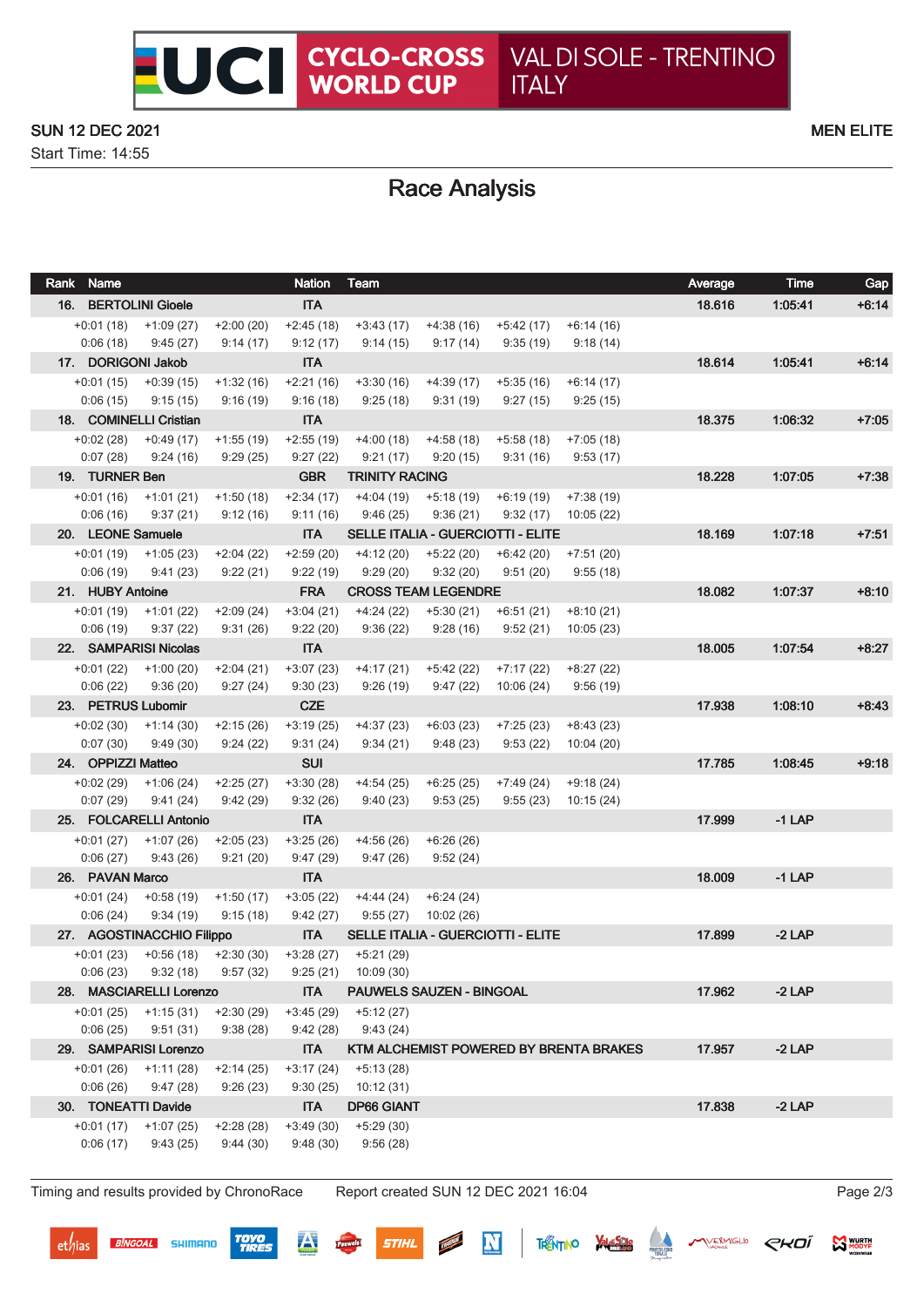# UCI CYCLO-CROSS WORLD CUP — VAL DI SOLE - TRENTINO ITALY

SUN 12 DEC 2021 — MEN ELITE

Start Time: 14:55

## Race Analysis

| Rank | Name | Nation | Team | | | | | Average | Time | Gap |
|---|---|---|---|---|---|---|---|---|---|---|
| 16. | BERTOLINI Gioele | ITA | | | | | | 18.616 | 1:05:41 | +6:14 |
| +0:01 (18) | +1:09 (27) | +2:00 (20) | +2:45 (18) | +3:43 (17) | +4:38 (16) | +5:42 (17) | +6:14 (16) | | | |
| 0:06 (18) | 9:45 (27) | 9:14 (17) | 9:12 (17) | 9:14 (15) | 9:17 (14) | 9:35 (19) | 9:18 (14) | | | |
| 17. | DORIGONI Jakob | ITA | | | | | | 18.614 | 1:05:41 | +6:14 |
| +0:01 (15) | +0:39 (15) | +1:32 (16) | +2:21 (16) | +3:30 (16) | +4:39 (17) | +5:35 (16) | +6:14 (17) | | | |
| 0:06 (15) | 9:15 (15) | 9:16 (19) | 9:16 (18) | 9:25 (18) | 9:31 (19) | 9:27 (15) | 9:25 (15) | | | |
| 18. | COMINELLI Cristian | ITA | | | | | | 18.375 | 1:06:32 | +7:05 |
| +0:02 (28) | +0:49 (17) | +1:55 (19) | +2:55 (19) | +4:00 (18) | +4:58 (18) | +5:58 (18) | +7:05 (18) | | | |
| 0:07 (28) | 9:24 (16) | 9:29 (25) | 9:27 (22) | 9:21 (17) | 9:20 (15) | 9:31 (16) | 9:53 (17) | | | |
| 19. | TURNER Ben | GBR | TRINITY RACING | | | | | 18.228 | 1:07:05 | +7:38 |
| +0:01 (16) | +1:01 (21) | +1:50 (18) | +2:34 (17) | +4:04 (19) | +5:18 (19) | +6:19 (19) | +7:38 (19) | | | |
| 0:06 (16) | 9:37 (21) | 9:12 (16) | 9:11 (16) | 9:46 (25) | 9:36 (21) | 9:32 (17) | 10:05 (22) | | | |
| 20. | LEONE Samuele | ITA | SELLE ITALIA - GUERCIOTTI - ELITE | | | | | 18.169 | 1:07:18 | +7:51 |
| +0:01 (19) | +1:05 (23) | +2:04 (22) | +2:59 (20) | +4:12 (20) | +5:22 (20) | +6:42 (20) | +7:51 (20) | | | |
| 0:06 (19) | 9:41 (23) | 9:22 (21) | 9:22 (19) | 9:29 (20) | 9:32 (20) | 9:51 (20) | 9:55 (18) | | | |
| 21. | HUBY Antoine | FRA | CROSS TEAM LEGENDRE | | | | | 18.082 | 1:07:37 | +8:10 |
| +0:01 (19) | +1:01 (22) | +2:09 (24) | +3:04 (21) | +4:24 (22) | +5:30 (21) | +6:51 (21) | +8:10 (21) | | | |
| 0:06 (19) | 9:37 (22) | 9:31 (26) | 9:22 (20) | 9:36 (22) | 9:28 (16) | 9:52 (21) | 10:05 (23) | | | |
| 22. | SAMPARISI Nicolas | ITA | | | | | | 18.005 | 1:07:54 | +8:27 |
| +0:01 (22) | +1:00 (20) | +2:04 (21) | +3:07 (23) | +4:17 (21) | +5:42 (22) | +7:17 (22) | +8:27 (22) | | | |
| 0:06 (22) | 9:36 (20) | 9:27 (24) | 9:30 (23) | 9:26 (19) | 9:47 (22) | 10:06 (24) | 9:56 (19) | | | |
| 23. | PETRUS Lubomir | CZE | | | | | | 17.938 | 1:08:10 | +8:43 |
| +0:02 (30) | +1:14 (30) | +2:15 (26) | +3:19 (25) | +4:37 (23) | +6:03 (23) | +7:25 (23) | +8:43 (23) | | | |
| 0:07 (30) | 9:49 (30) | 9:24 (22) | 9:31 (24) | 9:34 (21) | 9:48 (23) | 9:53 (22) | 10:04 (20) | | | |
| 24. | OPPIZZI Matteo | SUI | | | | | | 17.785 | 1:08:45 | +9:18 |
| +0:02 (29) | +1:06 (24) | +2:25 (27) | +3:30 (28) | +4:54 (25) | +6:25 (25) | +7:49 (24) | +9:18 (24) | | | |
| 0:07 (29) | 9:41 (24) | 9:42 (29) | 9:32 (26) | 9:40 (23) | 9:53 (25) | 9:55 (23) | 10:15 (24) | | | |
| 25. | FOLCARELLI Antonio | ITA | | | | | | 17.999 | -1 LAP | |
| +0:01 (27) | +1:07 (26) | +2:05 (23) | +3:25 (26) | +4:56 (26) | +6:26 (26) | | | | | |
| 0:06 (27) | 9:43 (26) | 9:21 (20) | 9:47 (29) | 9:47 (26) | 9:52 (24) | | | | | |
| 26. | PAVAN Marco | ITA | | | | | | 18.009 | -1 LAP | |
| +0:01 (24) | +0:58 (19) | +1:50 (17) | +3:05 (22) | +4:44 (24) | +6:24 (24) | | | | | |
| 0:06 (24) | 9:34 (19) | 9:15 (18) | 9:42 (27) | 9:55 (27) | 10:02 (26) | | | | | |
| 27. | AGOSTINACCHIO Filippo | ITA | SELLE ITALIA - GUERCIOTTI - ELITE | | | | | 17.899 | -2 LAP | |
| +0:01 (23) | +0:56 (18) | +2:30 (30) | +3:28 (27) | +5:21 (29) | | | | | | |
| 0:06 (23) | 9:32 (18) | 9:57 (32) | 9:25 (21) | 10:09 (30) | | | | | | |
| 28. | MASCIARELLI Lorenzo | ITA | PAUWELS SAUZEN - BINGOAL | | | | | 17.962 | -2 LAP | |
| +0:01 (25) | +1:15 (31) | +2:30 (29) | +3:45 (29) | +5:12 (27) | | | | | | |
| 0:06 (25) | 9:51 (31) | 9:38 (28) | 9:42 (28) | 9:43 (24) | | | | | | |
| 29. | SAMPARISI Lorenzo | ITA | KTM ALCHEMIST POWERED BY BRENTA BRAKES | | | | | 17.957 | -2 LAP | |
| +0:01 (26) | +1:11 (28) | +2:14 (25) | +3:17 (24) | +5:13 (28) | | | | | | |
| 0:06 (26) | 9:47 (28) | 9:26 (23) | 9:30 (25) | 10:12 (31) | | | | | | |
| 30. | TONEATTI Davide | ITA | DP66 GIANT | | | | | 17.838 | -2 LAP | |
| +0:01 (17) | +1:07 (25) | +2:28 (28) | +3:49 (30) | +5:29 (30) | | | | | | |
| 0:06 (17) | 9:43 (25) | 9:44 (30) | 9:48 (30) | 9:56 (28) | | | | | | |

Timing and results provided by ChronoRace — Report created SUN 12 DEC 2021 16:04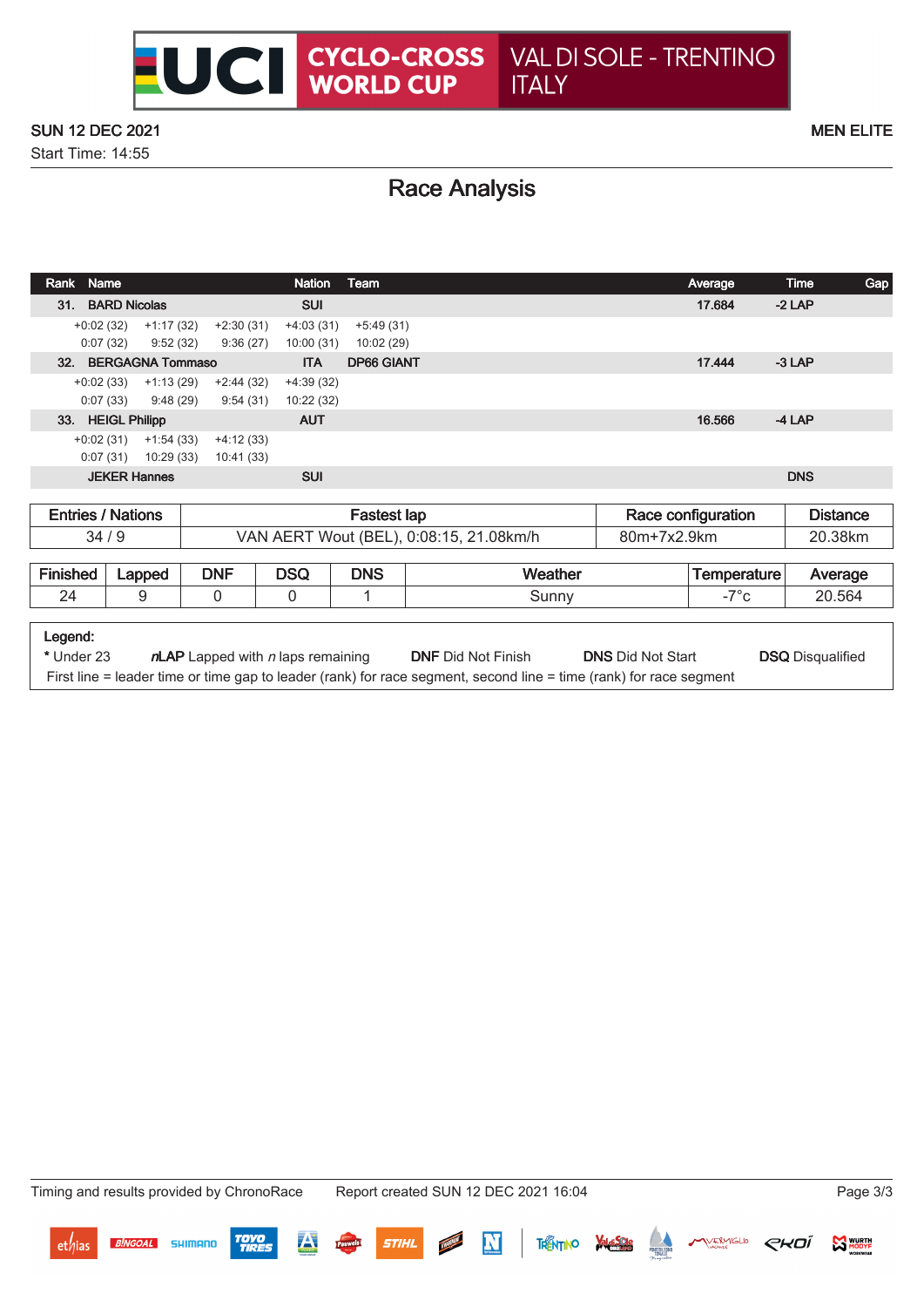UCI CYCLO-CROSS WORLD CUP VAL DI SOLE - TRENTINO ITALY

SUN 12 DEC 2021 MEN ELITE

Start Time: 14:55

# Race Analysis

| Rank | Name | Nation | Team | Average | Time | Gap |
|---|---|---|---|---|---|---|
| 31. | BARD Nicolas | SUI | | 17.684 | -2 LAP | |
| | +0:02 (32) +1:17 (32) +2:30 (31) +4:03 (31) +5:49 (31) | | | | | |
| | 0:07 (32) 9:52 (32) 9:36 (27) 10:00 (31) 10:02 (29) | | | | | |
| 32. | BERGAGNA Tommaso | ITA | DP66 GIANT | 17.444 | -3 LAP | |
| | +0:02 (33) +1:13 (29) +2:44 (32) +4:39 (32) | | | | | |
| | 0:07 (33) 9:48 (29) 9:54 (31) 10:22 (32) | | | | | |
| 33. | HEIGL Philipp | AUT | | 16.566 | -4 LAP | |
| | +0:02 (31) +1:54 (33) +4:12 (33) | | | | | |
| | 0:07 (31) 10:29 (33) 10:41 (33) | | | | | |
| | JEKER Hannes | SUI | | | DNS | |

| Entries / Nations | Fastest lap | Race configuration | Distance |
|---|---|---|---|
| 34 / 9 | VAN AERT Wout (BEL), 0:08:15, 21.08km/h | 80m+7x2.9km | 20.38km |

| Finished | Lapped | DNF | DSQ | DNS | Weather | Temperature | Average |
|---|---|---|---|---|---|---|---|
| 24 | 9 | 0 | 0 | 1 | Sunny | -7°c | 20.564 |

Legend:

* Under 23 ***n*LAP** Lapped with *n* laps remaining **DNF** Did Not Finish **DNS** Did Not Start **DSQ** Disqualified

First line = leader time or time gap to leader (rank) for race segment, second line = time (rank) for race segment

Timing and results provided by ChronoRace Report created SUN 12 DEC 2021 16:04